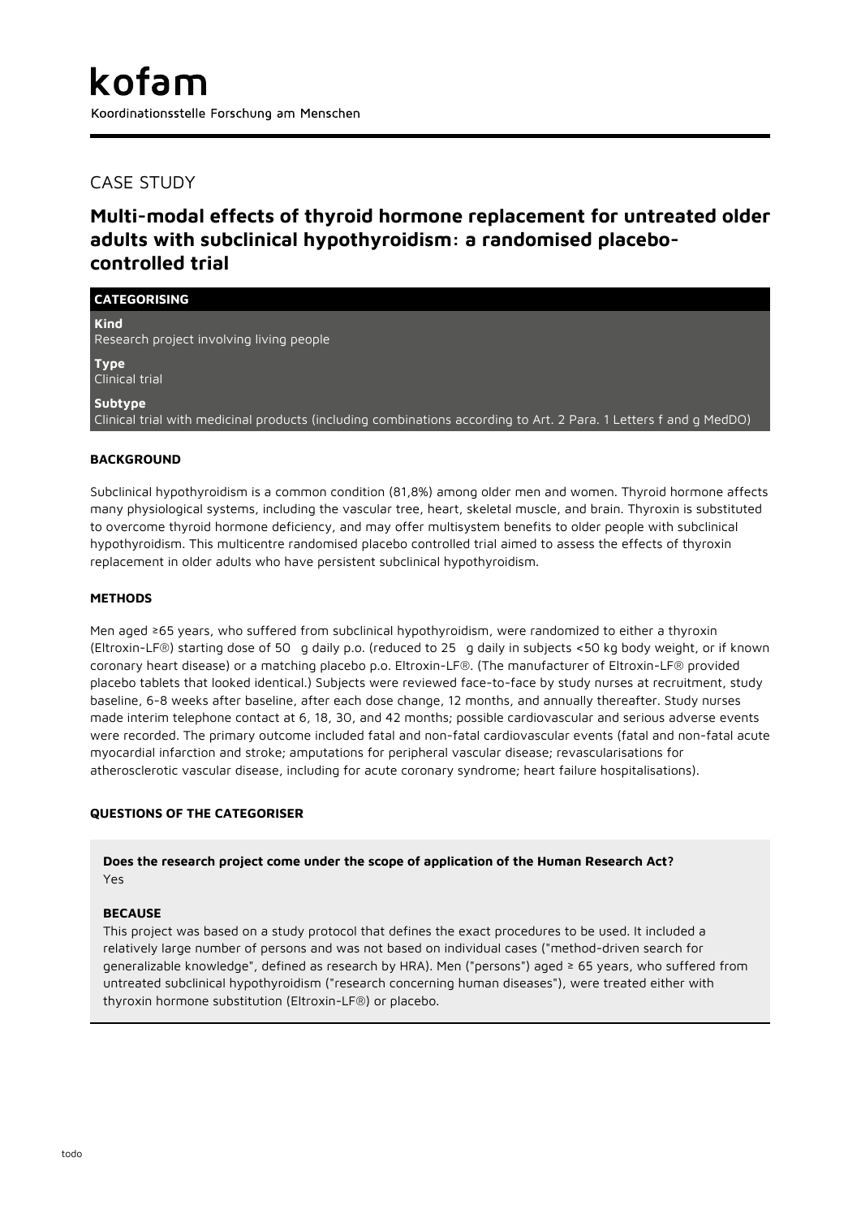# kofam

Koordinationsstelle Forschung am Menschen

## CASE STUDY

# Multi-modal effects of thyroid hormone replacement for untreated older adults with subclinical hypothyroidism: a randomised placebo-controlled trial

**CATEGORISING**

**Kind**
Research project involving living people

**Type**
Clinical trial

**Subtype**
Clinical trial with medicinal products (including combinations according to Art. 2 Para. 1 Letters f and g MedDO)

**BACKGROUND**

Subclinical hypothyroidism is a common condition (81,8%) among older men and women. Thyroid hormone affects many physiological systems, including the vascular tree, heart, skeletal muscle, and brain. Thyroxin is substituted to overcome thyroid hormone deficiency, and may offer multisystem benefits to older people with subclinical hypothyroidism. This multicentre randomised placebo controlled trial aimed to assess the effects of thyroxin replacement in older adults who have persistent subclinical hypothyroidism.

**METHODS**

Men aged ≥65 years, who suffered from subclinical hypothyroidism, were randomized to either a thyroxin (Eltroxin-LF®) starting dose of 50 g daily p.o. (reduced to 25 g daily in subjects <50 kg body weight, or if known coronary heart disease) or a matching placebo p.o. Eltroxin-LF®. (The manufacturer of Eltroxin-LF® provided placebo tablets that looked identical.) Subjects were reviewed face-to-face by study nurses at recruitment, study baseline, 6-8 weeks after baseline, after each dose change, 12 months, and annually thereafter. Study nurses made interim telephone contact at 6, 18, 30, and 42 months; possible cardiovascular and serious adverse events were recorded. The primary outcome included fatal and non-fatal cardiovascular events (fatal and non-fatal acute myocardial infarction and stroke; amputations for peripheral vascular disease; revascularisations for atherosclerotic vascular disease, including for acute coronary syndrome; heart failure hospitalisations).

**QUESTIONS OF THE CATEGORISER**

**Does the research project come under the scope of application of the Human Research Act?**
Yes

**BECAUSE**
This project was based on a study protocol that defines the exact procedures to be used. It included a relatively large number of persons and was not based on individual cases ("method-driven search for generalizable knowledge", defined as research by HRA). Men ("persons") aged ≥ 65 years, who suffered from untreated subclinical hypothyroidism ("research concerning human diseases"), were treated either with thyroxin hormone substitution (Eltroxin-LF®) or placebo.

todo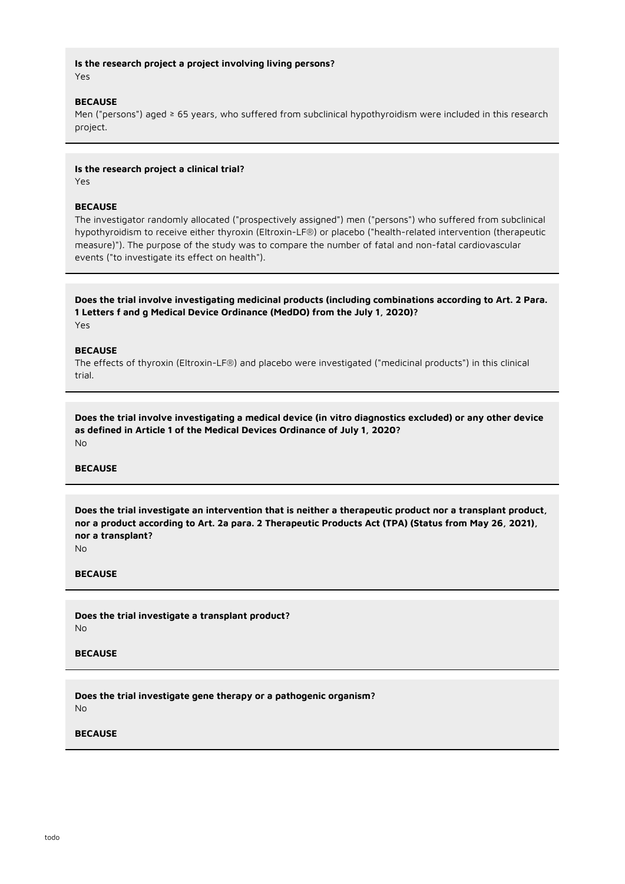**Is the research project a project involving living persons?**
Yes

**BECAUSE**
Men ("persons") aged ≥ 65 years, who suffered from subclinical hypothyroidism were included in this research project.

---

**Is the research project a clinical trial?**
Yes

**BECAUSE**
The investigator randomly allocated ("prospectively assigned") men ("persons") who suffered from subclinical hypothyroidism to receive either thyroxin (Eltroxin-LF®) or placebo ("health-related intervention (therapeutic measure)"). The purpose of the study was to compare the number of fatal and non-fatal cardiovascular events ("to investigate its effect on health").

---

**Does the trial involve investigating medicinal products (including combinations according to Art. 2 Para. 1 Letters f and g Medical Device Ordinance (MedDO) from the July 1, 2020)?**
Yes

**BECAUSE**
The effects of thyroxin (Eltroxin-LF®) and placebo were investigated ("medicinal products") in this clinical trial.

---

**Does the trial involve investigating a medical device (in vitro diagnostics excluded) or any other device as defined in Article 1 of the Medical Devices Ordinance of July 1, 2020?**
No

**BECAUSE**

---

**Does the trial investigate an intervention that is neither a therapeutic product nor a transplant product, nor a product according to Art. 2a para. 2 Therapeutic Products Act (TPA) (Status from May 26, 2021), nor a transplant?**
No

**BECAUSE**

---

**Does the trial investigate a transplant product?**
No

**BECAUSE**

---

**Does the trial investigate gene therapy or a pathogenic organism?**
No

**BECAUSE**

---

todo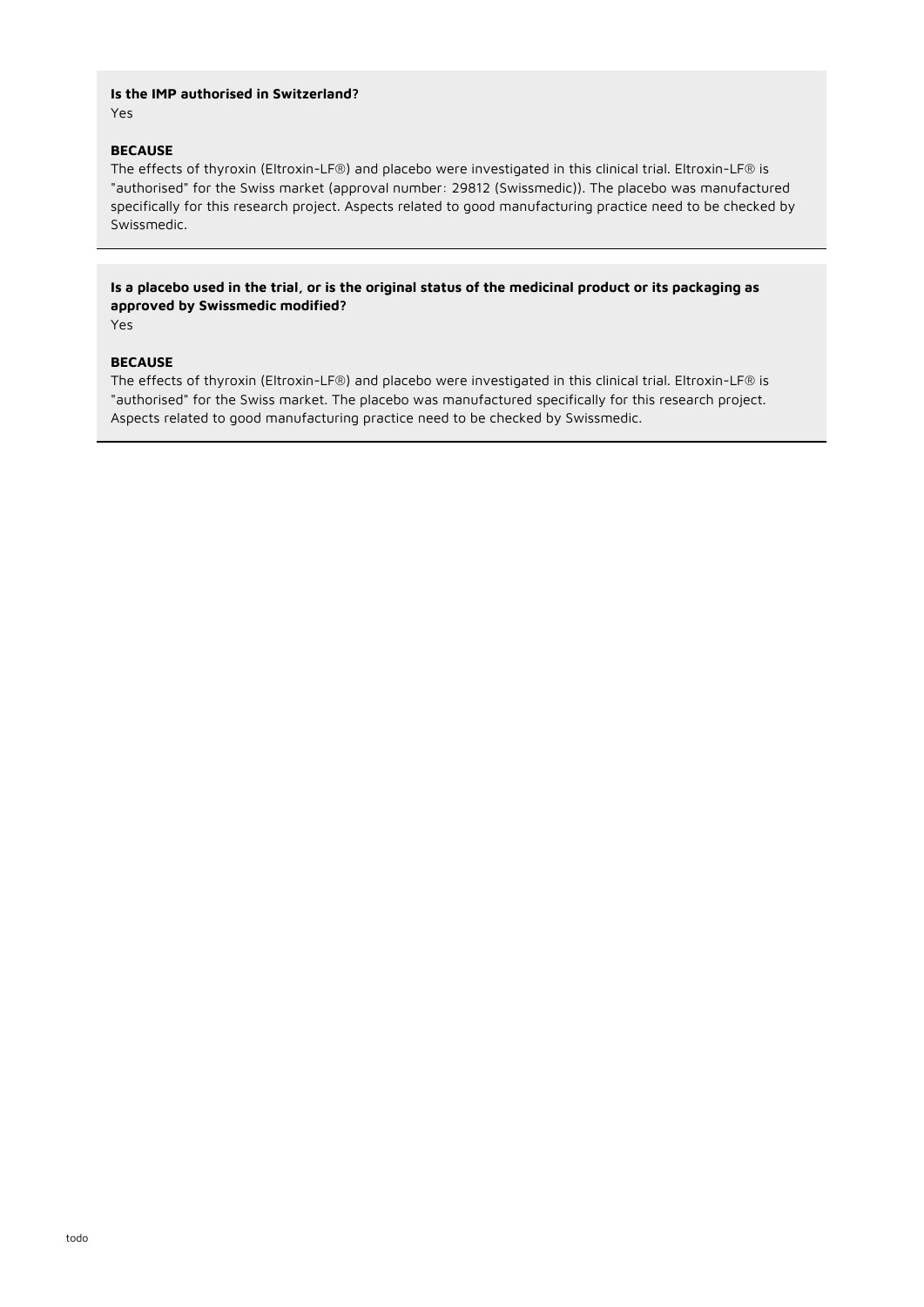**Is the IMP authorised in Switzerland?**

Yes

**BECAUSE**

The effects of thyroxin (Eltroxin-LF®) and placebo were investigated in this clinical trial. Eltroxin-LF® is "authorised" for the Swiss market (approval number: 29812 (Swissmedic)). The placebo was manufactured specifically for this research project. Aspects related to good manufacturing practice need to be checked by Swissmedic.

**Is a placebo used in the trial, or is the original status of the medicinal product or its packaging as approved by Swissmedic modified?**

Yes

**BECAUSE**

The effects of thyroxin (Eltroxin-LF®) and placebo were investigated in this clinical trial. Eltroxin-LF® is "authorised" for the Swiss market. The placebo was manufactured specifically for this research project. Aspects related to good manufacturing practice need to be checked by Swissmedic.